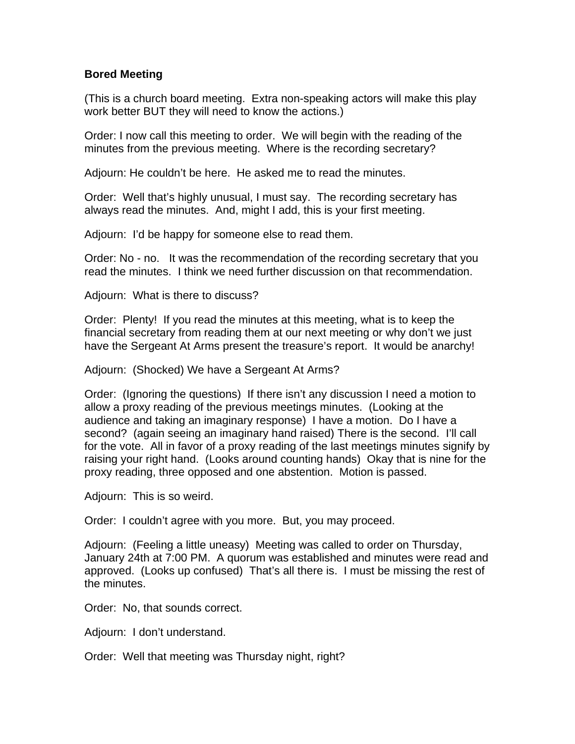**Bored Meeting**

(This is a church board meeting. Extra non-speaking actors will make this play work better BUT they will need to know the actions.)

Order: I now call this meeting to order. We will begin with the reading of the minutes from the previous meeting. Where is the recording secretary?

Adjourn: He couldn't be here. He asked me to read the minutes.

Order: Well that's highly unusual, I must say. The recording secretary has always read the minutes. And, might I add, this is your first meeting.

Adjourn: I'd be happy for someone else to read them.

Order: No - no. It was the recommendation of the recording secretary that you read the minutes. I think we need further discussion on that recommendation.

Adjourn: What is there to discuss?

Order: Plenty! If you read the minutes at this meeting, what is to keep the financial secretary from reading them at our next meeting or why don't we just have the Sergeant At Arms present the treasure's report. It would be anarchy!

Adjourn: (Shocked) We have a Sergeant At Arms?

Order: (Ignoring the questions) If there isn't any discussion I need a motion to allow a proxy reading of the previous meetings minutes. (Looking at the audience and taking an imaginary response) I have a motion. Do I have a second? (again seeing an imaginary hand raised) There is the second. I'll call for the vote. All in favor of a proxy reading of the last meetings minutes signify by raising your right hand. (Looks around counting hands) Okay that is nine for the proxy reading, three opposed and one abstention. Motion is passed.

Adjourn: This is so weird.

Order: I couldn't agree with you more. But, you may proceed.

Adjourn: (Feeling a little uneasy) Meeting was called to order on Thursday, January 24th at 7:00 PM. A quorum was established and minutes were read and approved. (Looks up confused) That's all there is. I must be missing the rest of the minutes.

Order: No, that sounds correct.

Adjourn: I don't understand.

Order: Well that meeting was Thursday night, right?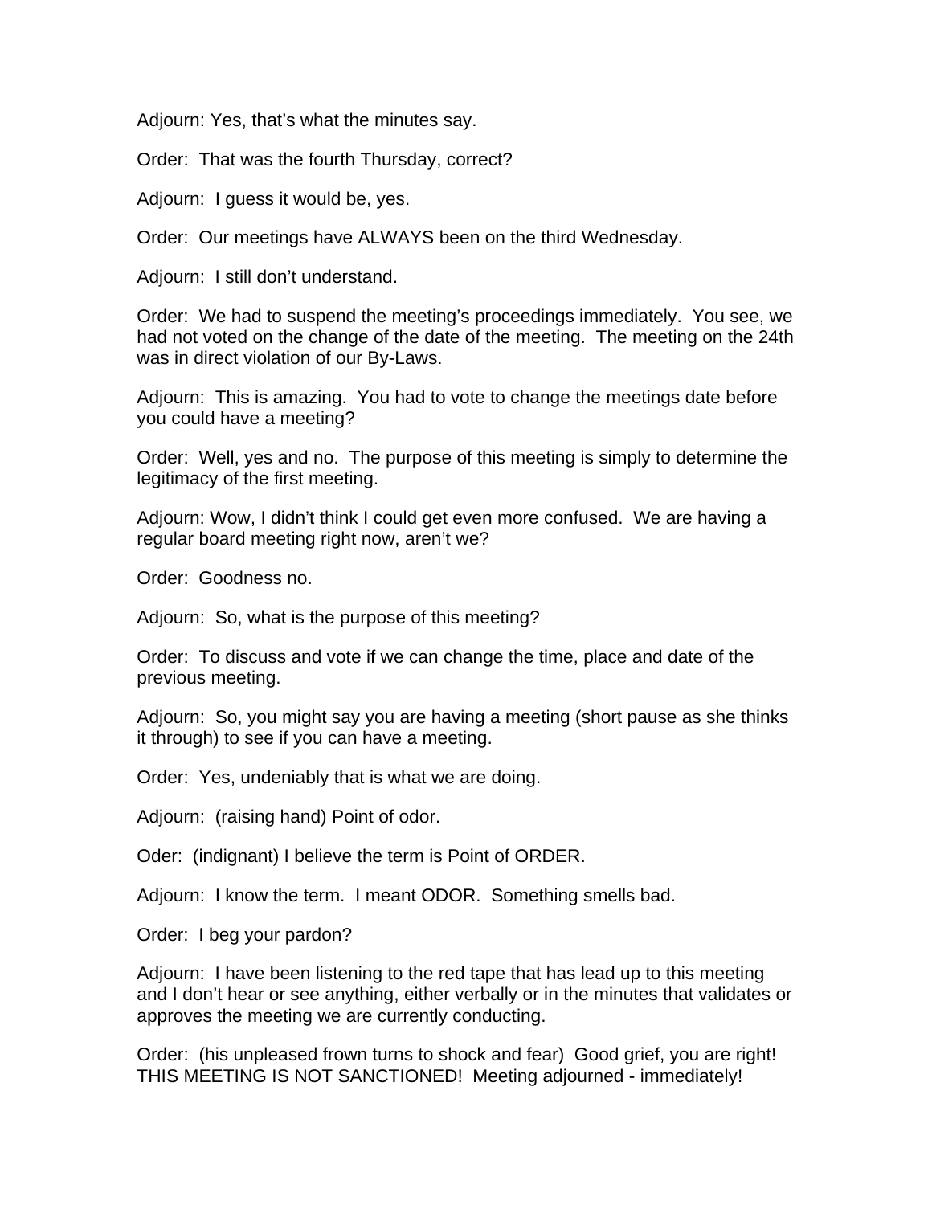Adjourn: Yes, that's what the minutes say.

Order:  That was the fourth Thursday, correct?

Adjourn:  I guess it would be, yes.

Order:  Our meetings have ALWAYS been on the third Wednesday.

Adjourn:  I still don't understand.

Order:  We had to suspend the meeting's proceedings immediately.  You see, we had not voted on the change of the date of the meeting.  The meeting on the 24th was in direct violation of our By-Laws.

Adjourn:  This is amazing.  You had to vote to change the meetings date before you could have a meeting?

Order:  Well, yes and no.  The purpose of this meeting is simply to determine the legitimacy of the first meeting.

Adjourn: Wow, I didn't think I could get even more confused.  We are having a regular board meeting right now, aren't we?

Order:  Goodness no.

Adjourn:  So, what is the purpose of this meeting?

Order:  To discuss and vote if we can change the time, place and date of the previous meeting.

Adjourn:  So, you might say you are having a meeting (short pause as she thinks it through) to see if you can have a meeting.

Order:  Yes, undeniably that is what we are doing.

Adjourn:  (raising hand) Point of odor.

Oder:  (indignant) I believe the term is Point of ORDER.

Adjourn:  I know the term.  I meant ODOR.  Something smells bad.

Order:  I beg your pardon?

Adjourn:  I have been listening to the red tape that has lead up to this meeting and I don't hear or see anything, either verbally or in the minutes that validates or approves the meeting we are currently conducting.

Order:  (his unpleased frown turns to shock and fear)  Good grief, you are right!  THIS MEETING IS NOT SANCTIONED!  Meeting adjourned - immediately!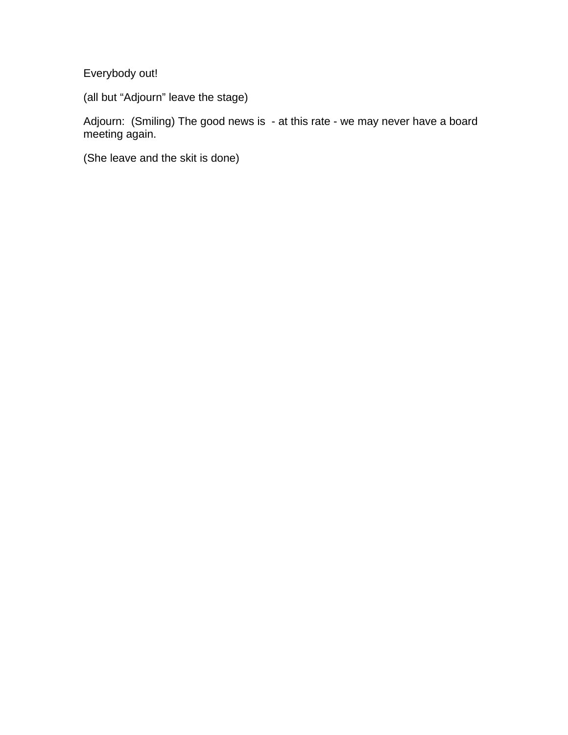Everybody out!

(all but “Adjourn” leave the stage)

Adjourn: (Smiling) The good news is - at this rate - we may never have a board meeting again.

(She leave and the skit is done)